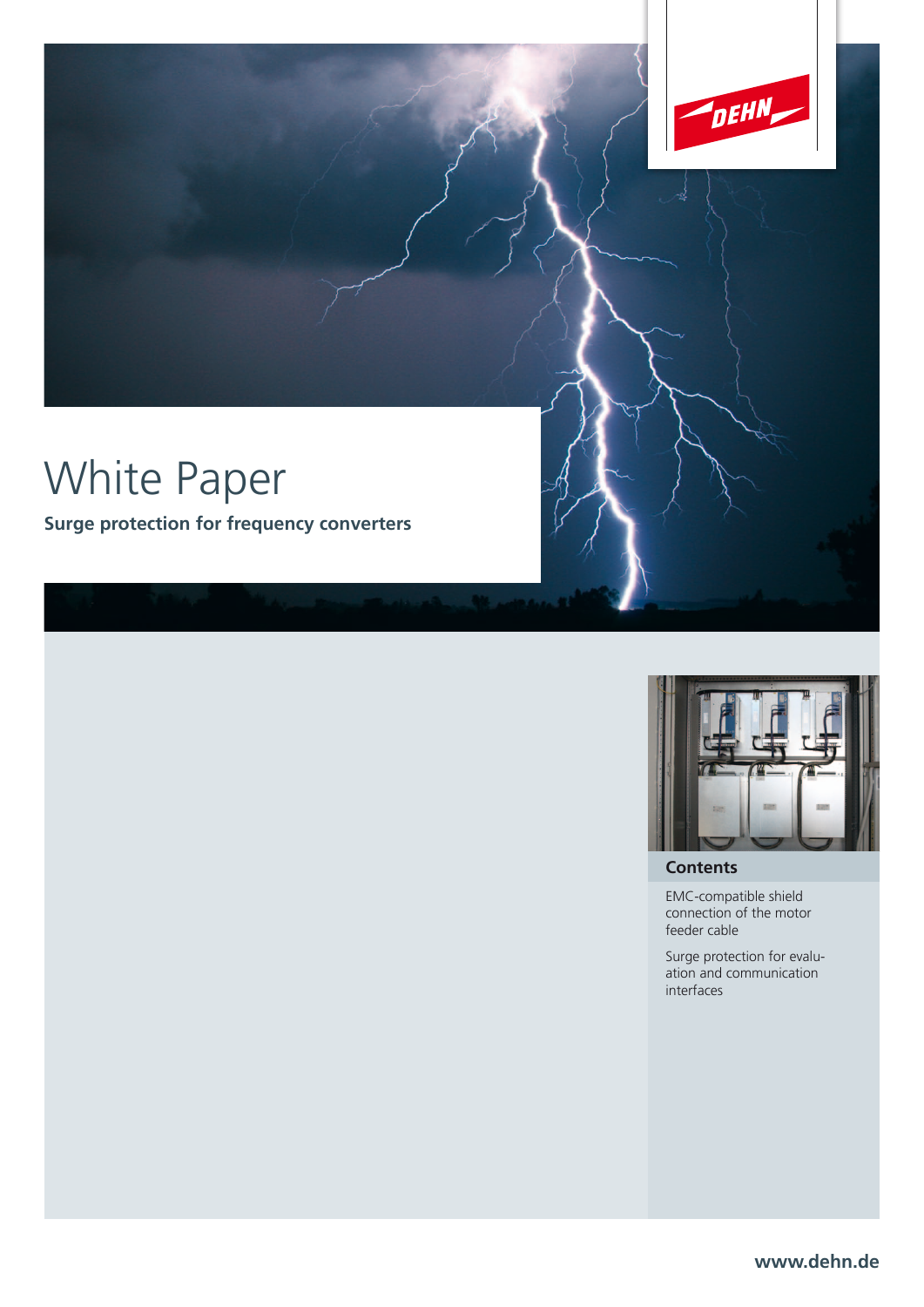# White Paper

**Surge protection for frequency converters**

**Contents**

EMC-compatible shield connection of the motor feeder cable

Surge protection for evaluation and communication interfaces

**www.dehn.de**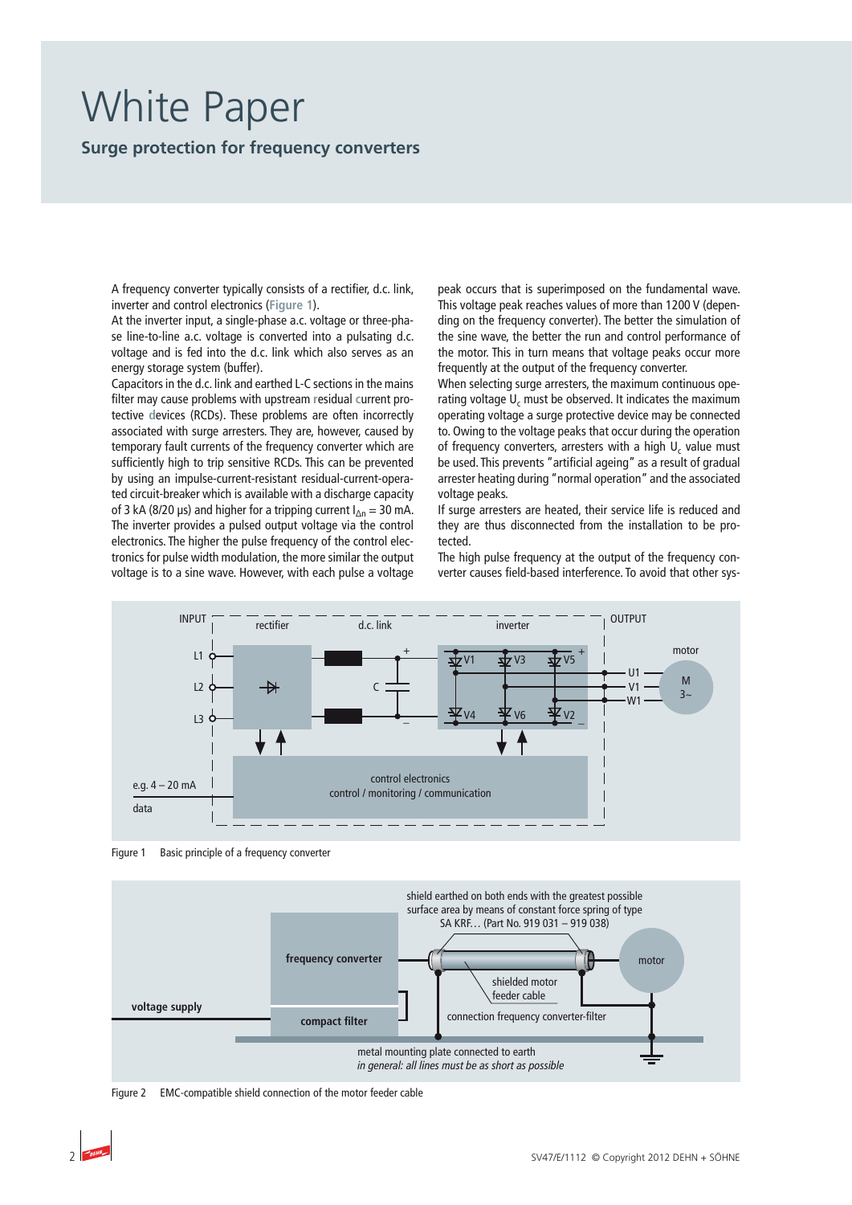# White Paper

## Surge protection for frequency converters

A frequency converter typically consists of a rectifier, d.c. link, inverter and control electronics (Figure 1).

At the inverter input, a single-phase a.c. voltage or three-phase line-to-line a.c. voltage is converted into a pulsating d.c. voltage and is fed into the d.c. link which also serves as an energy storage system (buffer).

Capacitors in the d.c. link and earthed L-C sections in the mains filter may cause problems with upstream residual current protective devices (RCDs). These problems are often incorrectly associated with surge arresters. They are, however, caused by temporary fault currents of the frequency converter which are sufficiently high to trip sensitive RCDs. This can be prevented by using an impulse-current-resistant residual-current-operated circuit-breaker which is available with a discharge capacity of 3 kA (8/20 µs) and higher for a tripping current $I_{\Delta n}$ = 30 mA.

The inverter provides a pulsed output voltage via the control electronics. The higher the pulse frequency of the control electronics for pulse width modulation, the more similar the output voltage is to a sine wave. However, with each pulse a voltage peak occurs that is superimposed on the fundamental wave. This voltage peak reaches values of more than 1200 V (depending on the frequency converter). The better the simulation of the sine wave, the better the run and control performance of the motor. This in turn means that voltage peaks occur more frequently at the output of the frequency converter.

When selecting surge arresters, the maximum continuous operating voltage $U_c$ must be observed. It indicates the maximum operating voltage a surge protective device may be connected to. Owing to the voltage peaks that occur during the operation of frequency converters, arresters with a high $U_c$ value must be used. This prevents "artificial ageing" as a result of gradual arrester heating during "normal operation" and the associated voltage peaks.

If surge arresters are heated, their service life is reduced and they are thus disconnected from the installation to be protected.

The high pulse frequency at the output of the frequency converter causes field-based interference. To avoid that other sys-

INPUT
rectifier
d.c. link
inverter
OUTPUT
L1
L2
L3
C
V1 V3 V5
V4 V6 V2
U1
V1
W1
motor
M
3~
e.g. 4 – 20 mA
data
control electronics
control / monitoring / communication

Figure 1 Basic principle of a frequency converter

shield earthed on both ends with the greatest possible surface area by means of constant force spring of type SA KRF… (Part No. 919 031 – 919 038)
frequency converter
compact filter
voltage supply
shielded motor feeder cable
motor
connection frequency converter-filter
metal mounting plate connected to earth
*in general: all lines must be as short as possible*

Figure 2 EMC-compatible shield connection of the motor feeder cable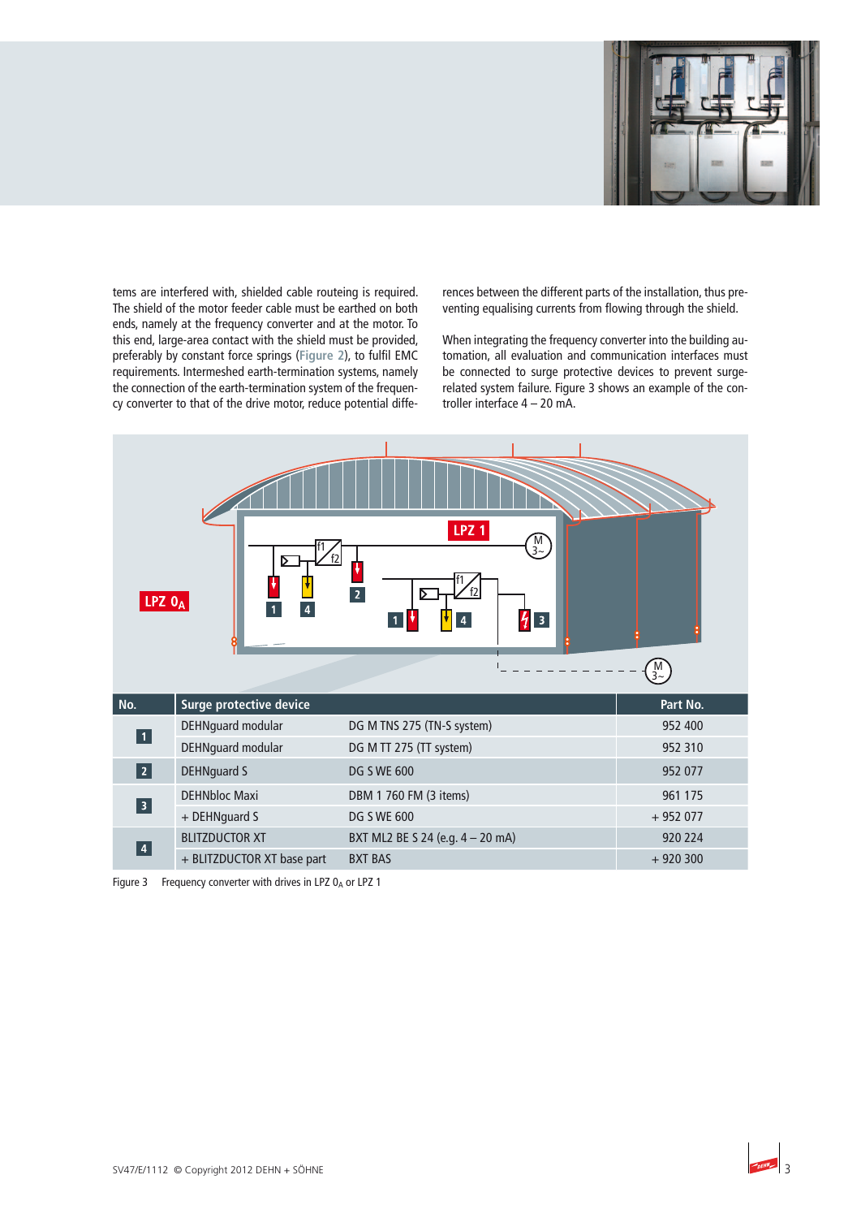tems are interfered with, shielded cable routeing is required. The shield of the motor feeder cable must be earthed on both ends, namely at the frequency converter and at the motor. To this end, large-area contact with the shield must be provided, preferably by constant force springs (Figure 2), to fulfil EMC requirements. Intermeshed earth-termination systems, namely the connection of the earth-termination system of the frequency converter to that of the drive motor, reduce potential differences between the different parts of the installation, thus preventing equalising currents from flowing through the shield.

When integrating the frequency converter into the building automation, all evaluation and communication interfaces must be connected to surge protective devices to prevent surge-related system failure. Figure 3 shows an example of the controller interface 4 – 20 mA.

LPZ $0_A$

LPZ 1

| No. | Surge protective device | | Part No. |
|---|---|---|---|
| 1 | DEHNguard modular | DG M TNS 275 (TN-S system) | 952 400 |
| | DEHNguard modular | DG M TT 275 (TT system) | 952 310 |
| 2 | DEHNguard S | DG S WE 600 | 952 077 |
| 3 | DEHNbloc Maxi | DBM 1 760 FM (3 items) | 961 175 |
| | + DEHNguard S | DG S WE 600 | + 952 077 |
| 4 | BLITZDUCTOR XT | BXT ML2 BE S 24 (e.g. 4 – 20 mA) | 920 224 |
| | + BLITZDUCTOR XT base part | BXT BAS | + 920 300 |

Figure 3 Frequency converter with drives in LPZ $0_A$ or LPZ 1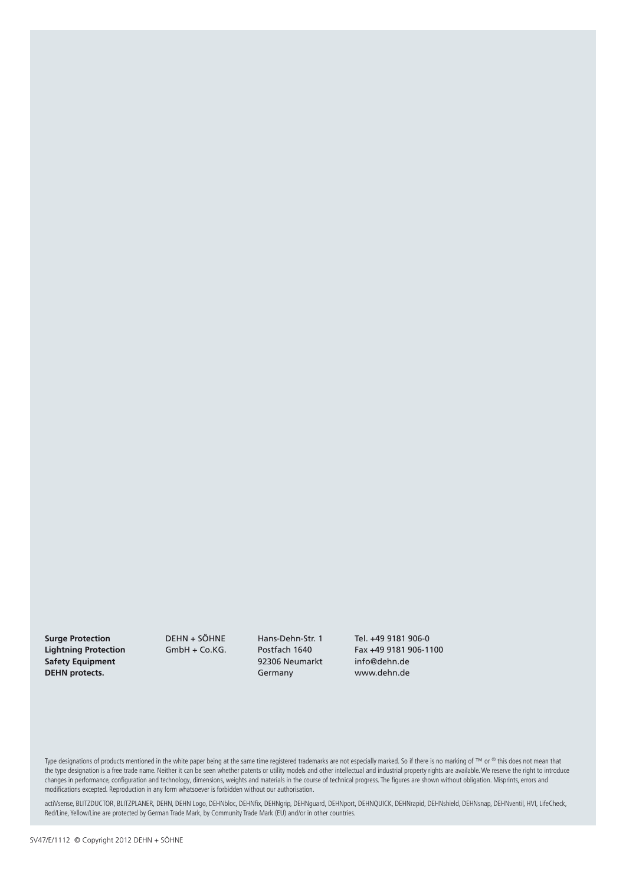**Surge Protection**
**Lightning Protection**
**Safety Equipment**
**DEHN protects.**

DEHN + SÖHNE
GmbH + Co.KG.

Hans-Dehn-Str. 1
Postfach 1640
92306 Neumarkt
Germany

Tel. +49 9181 906-0
Fax +49 9181 906-1100
info@dehn.de
www.dehn.de

Type designations of products mentioned in the white paper being at the same time registered trademarks are not especially marked. So if there is no marking of ™ or ® this does not mean that the type designation is a free trade name. Neither it can be seen whether patents or utility models and other intellectual and industrial property rights are available. We reserve the right to introduce changes in performance, configuration and technology, dimensions, weights and materials in the course of technical progress. The figures are shown without obligation. Misprints, errors and modifications excepted. Reproduction in any form whatsoever is forbidden without our authorisation.

actiVsense, BLITZDUCTOR, BLITZPLANER, DEHN, DEHN Logo, DEHNbloc, DEHNfix, DEHNgrip, DEHNguard, DEHNport, DEHNQUICK, DEHNrapid, DEHNshield, DEHNsnap, DEHNventil, HVI, LifeCheck, Red/Line, Yellow/Line are protected by German Trade Mark, by Community Trade Mark (EU) and/or in other countries.

SV47/E/1112 © Copyright 2012 DEHN + SÖHNE